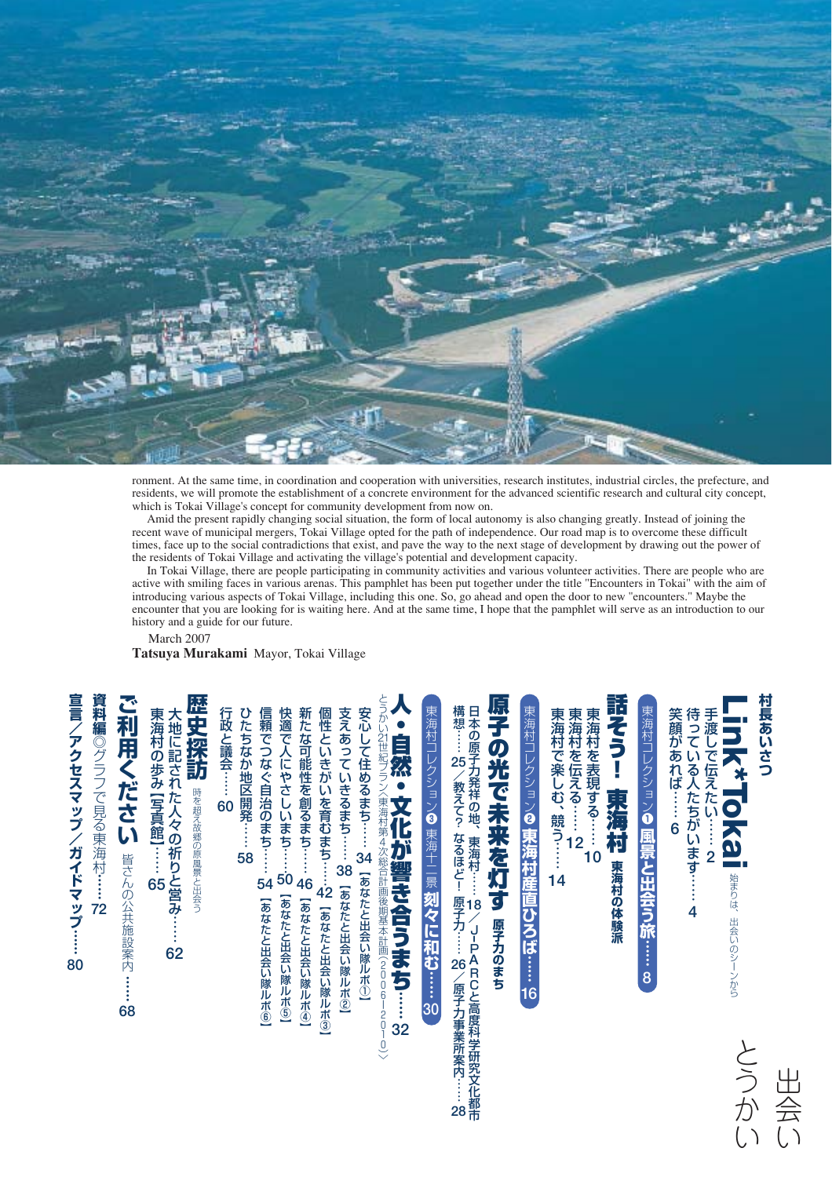ronment. At the same time, in coordination and cooperation with universities, research institutes, industrial circles, the prefecture, and residents, we will promote the establishment of a concrete environment for the advanced scientific research and cultural city concept, which is Tokai Village's concept for community development from now on.

Amid the present rapidly changing social situation, the form of local autonomy is also changing greatly. Instead of joining the recent wave of municipal mergers, Tokai Village opted for the path of independence. Our road map is to overcome these difficult times, face up to the social contradictions that exist, and pave the way to the next stage of development by drawing out the power of the residents of Tokai Village and activating the village's potential and development capacity.

In Tokai Village, there are people participating in community activities and various volunteer activities. There are people who are active with smiling faces in various arenas. This pamphlet has been put together under the title "Encounters in Tokai" with the aim of introducing various aspects of Tokai Village, including this one. So, go ahead and open the door to new "encounters." Maybe the encounter that you are looking for is waiting here. And at the same time, I hope that the pamphlet will serve as an introduction to our history and a guide for our future.

March 2007

**Tatsuya Murakami** Mayor, Tokai Village

# 出会い とうかい

**村長あいさつ**

## Link*Tokai 始まりは、出会いのシーンから

手渡しで伝えたい……2
待っている人たちがいます……4
笑顔があれば……6

東海村コレクション❶ **風景と出会う旅……8**

## 話そう！東海村 東海村の体験派

東海村を表現する……10
東海村を伝える……12
東海村で楽しむ、競う……14

東海村コレクション❷ **東海村産直ひろば……16**

## 原子の光で未来を灯す 原子力のまち

日本の原子力発祥の地、東海村……18／J-PARCと高度科学研究文化都市構想……25／教えて？なるほど！原子力……26／原子力事業所案内……28

東海村コレクション❸ 東海十二景 **刻々に和む……30**

## 人・自然・文化が響き合うまち……32

とうかい21世紀プラン〈東海村第4次総合計画後期基本計画（2006－2010）〉

安心して住めるまち……34【あなたと出会い隊ルポ①】
支えあっていきるまち……38【あなたと出会い隊ルポ②】
個性といきがいを育むまち……42【あなたと出会い隊ルポ③】
新たな可能性を創るまち……46【あなたと出会い隊ルポ④】
快適で人にやさしいまち……50【あなたと出会い隊ルポ⑤】
信頼でつなぐ自治のまち……54【あなたと出会い隊ルポ⑥】
ひたちなか地区開発……58
行政と議会……60

## 歴史探訪 時を超え故郷の原風景と出会う

大地に記された人々の祈りと営み……62
東海村の歩み【写真館】……65

## ご利用ください 皆さんの公共施設案内……68

**資料編**◎グラフで見る東海村……72

**宣言／アクセスマップ／ガイドマップ……80**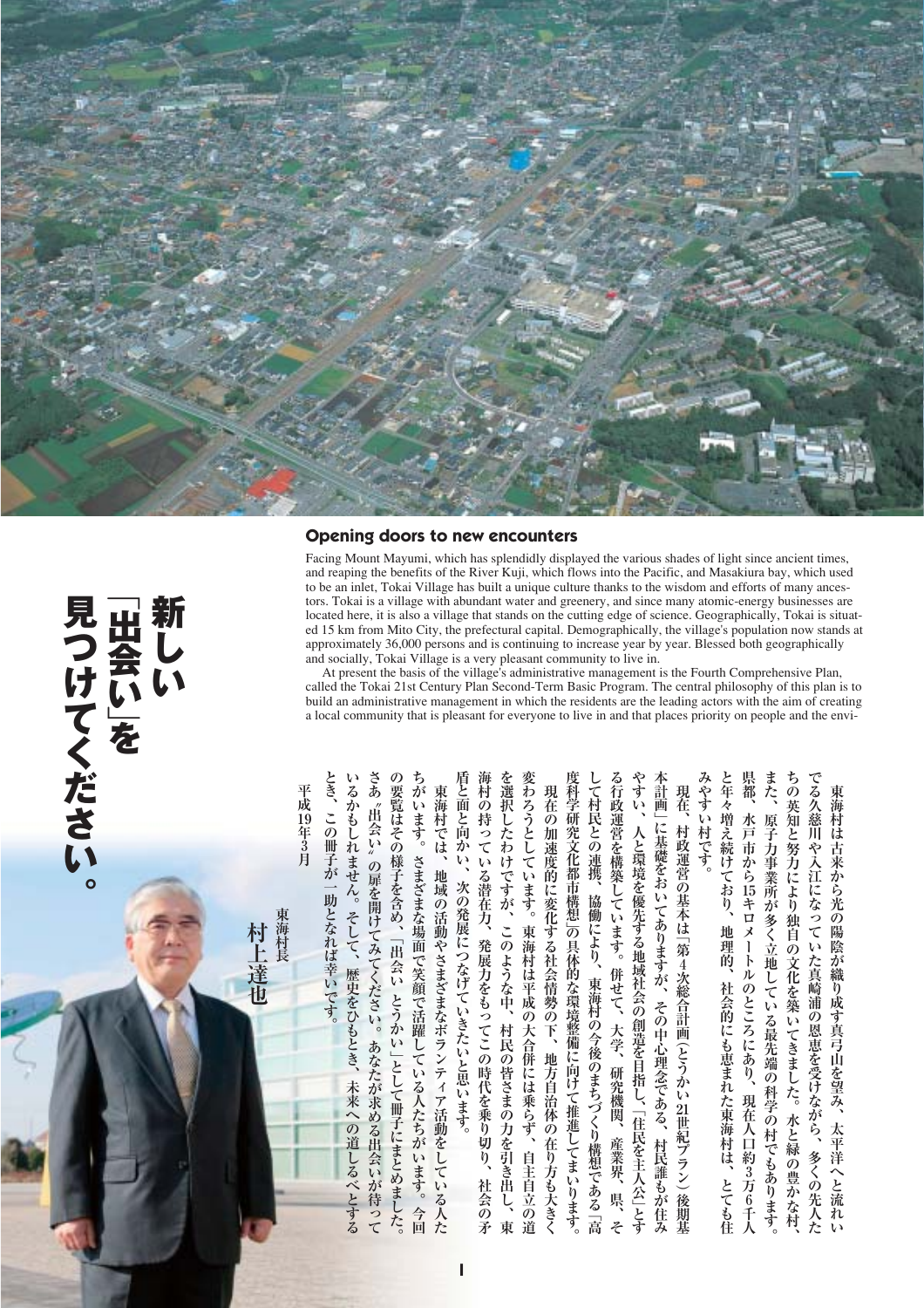## Opening doors to new encounters

Facing Mount Mayumi, which has splendidly displayed the various shades of light since ancient times, and reaping the benefits of the River Kuji, which flows into the Pacific, and Masakiura bay, which used to be an inlet, Tokai Village has built a unique culture thanks to the wisdom and efforts of many ancestors. Tokai is a village with abundant water and greenery, and since many atomic-energy businesses are located here, it is also a village that stands on the cutting edge of science. Geographically, Tokai is situated 15 km from Mito City, the prefectural capital. Demographically, the village's population now stands at approximately 36,000 persons and is continuing to increase year by year. Blessed both geographically and socially, Tokai Village is a very pleasant community to live in.

At present the basis of the village's administrative management is the Fourth Comprehensive Plan, called the Tokai 21st Century Plan Second-Term Basic Program. The central philosophy of this plan is to build an administrative management in which the residents are the leading actors with the aim of creating a local community that is pleasant for everyone to live in and that places priority on people and the envi-

# 新しい「出会い」を見つけてください。

東海村は古来から光の陽陰が織り成す真弓山を望み、太平洋へと流れいでる久慈川や入江になっていた真崎浦の恩恵を受けながら、多くの先人たちの英知と努力により独自の文化を築いてきました。水と緑の豊かな村、また、原子力事業所が多く立地している最先端の科学の村でもあります。県都、水戸市から15キロメートルのところにあり、現在人口約3万6千人と年々増え続けており、地理的、社会的にも恵まれた東海村は、とても住みやすい村です。

現在、村政運営の基本は「第4次総合計画(とうかい21世紀プラン)後期基本計画」に基礎をおいてありますが、その中心理念である、村民誰もが住みやすい、人と環境を優先する地域社会の創造を目指し、「住民を主人公」とする行政運営を構築しています。併せて、大学、研究機関、産業界、県、そして村民との連携、協働により、東海村の今後のまちづくり構想である「高度科学研究文化都市構想」の具体的な環境整備に向けて推進してまいります。

現在の加速度的に変化する社会情勢の下、地方自治体の在り方も大きく変わろうとしています。東海村は平成の大合併には乗らず、自主自立の道を選択したわけですが、このような中、村民の皆さまの力を引き出し、東海村の持っている潜在力、発展力をもってこの時代を乗り切り、社会の矛盾と面と向かい、次の発展につなげていきたいと思います。

東海村では、地域の活動やさまざまなボランティア活動をしている人たちがいます。さまざまな場面で笑顔で活躍している人たちがいます。今回の要覧はその様子を含め、「出会い とうかい」として冊子にまとめました。さあ"出会い"の扉を開けてみてください。あなたが求める出会いが待っているかもしれません。そして、歴史をひもとき、未来への道しるべとするとき、この冊子が一助となれば幸いです。

平成19年3月

東海村長 村上達也